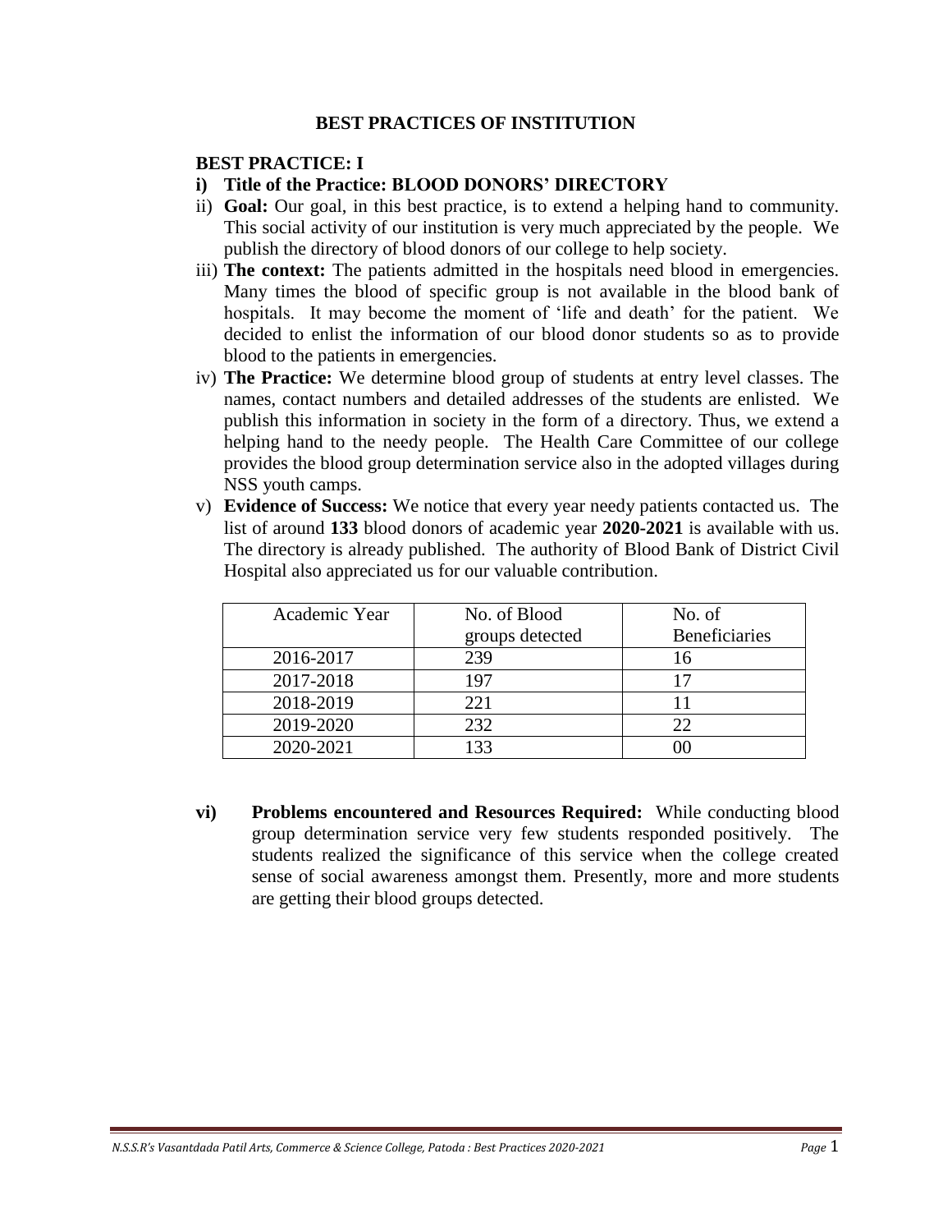# BEST PRACTICES OF INSTITUTION

## BEST PRACTICE: I

i) **Title of the Practice: BLOOD DONORS' DIRECTORY**

ii) **Goal:** Our goal, in this best practice, is to extend a helping hand to community. This social activity of our institution is very much appreciated by the people. We publish the directory of blood donors of our college to help society.

iii) **The context:** The patients admitted in the hospitals need blood in emergencies. Many times the blood of specific group is not available in the blood bank of hospitals. It may become the moment of 'life and death' for the patient. We decided to enlist the information of our blood donor students so as to provide blood to the patients in emergencies.

iv) **The Practice:** We determine blood group of students at entry level classes. The names, contact numbers and detailed addresses of the students are enlisted. We publish this information in society in the form of a directory. Thus, we extend a helping hand to the needy people. The Health Care Committee of our college provides the blood group determination service also in the adopted villages during NSS youth camps.

v) **Evidence of Success:** We notice that every year needy patients contacted us. The list of around **133** blood donors of academic year **2020-2021** is available with us. The directory is already published. The authority of Blood Bank of District Civil Hospital also appreciated us for our valuable contribution.

| Academic Year | No. of Blood groups detected | No. of Beneficiaries |
|---|---|---|
| 2016-2017 | 239 | 16 |
| 2017-2018 | 197 | 17 |
| 2018-2019 | 221 | 11 |
| 2019-2020 | 232 | 22 |
| 2020-2021 | 133 | 00 |

**vi) Problems encountered and Resources Required:** While conducting blood group determination service very few students responded positively. The students realized the significance of this service when the college created sense of social awareness amongst them. Presently, more and more students are getting their blood groups detected.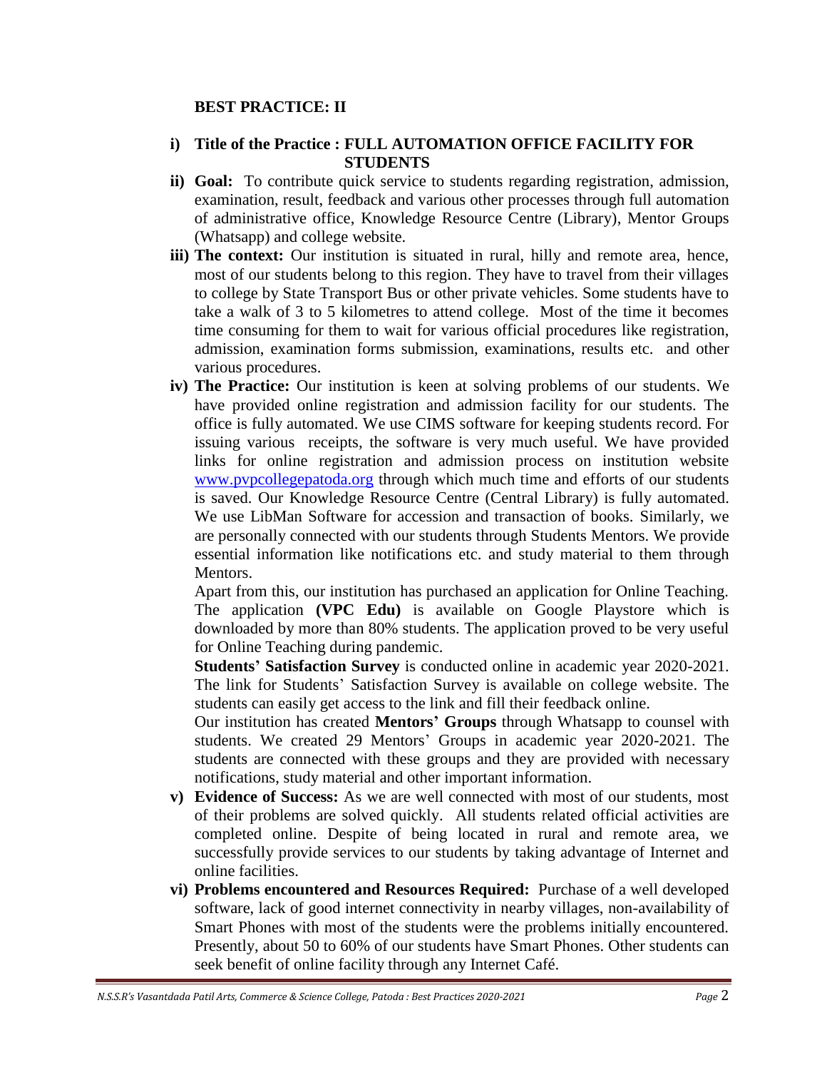## BEST PRACTICE: II

i) **Title of the Practice : FULL AUTOMATION OFFICE FACILITY FOR STUDENTS**

ii) **Goal:** To contribute quick service to students regarding registration, admission, examination, result, feedback and various other processes through full automation of administrative office, Knowledge Resource Centre (Library), Mentor Groups (Whatsapp) and college website.

iii) **The context:** Our institution is situated in rural, hilly and remote area, hence, most of our students belong to this region. They have to travel from their villages to college by State Transport Bus or other private vehicles. Some students have to take a walk of 3 to 5 kilometres to attend college. Most of the time it becomes time consuming for them to wait for various official procedures like registration, admission, examination forms submission, examinations, results etc. and other various procedures.

iv) **The Practice:** Our institution is keen at solving problems of our students. We have provided online registration and admission facility for our students. The office is fully automated. We use CIMS software for keeping students record. For issuing various receipts, the software is very much useful. We have provided links for online registration and admission process on institution website [www.pvpcollegepatoda.org](http://www.pvpcollegepatoda.org) through which much time and efforts of our students is saved. Our Knowledge Resource Centre (Central Library) is fully automated. We use LibMan Software for accession and transaction of books. Similarly, we are personally connected with our students through Students Mentors. We provide essential information like notifications etc. and study material to them through Mentors.

Apart from this, our institution has purchased an application for Online Teaching. The application **(VPC Edu)** is available on Google Playstore which is downloaded by more than 80% students. The application proved to be very useful for Online Teaching during pandemic.

**Students' Satisfaction Survey** is conducted online in academic year 2020-2021. The link for Students' Satisfaction Survey is available on college website. The students can easily get access to the link and fill their feedback online.

Our institution has created **Mentors' Groups** through Whatsapp to counsel with students. We created 29 Mentors' Groups in academic year 2020-2021. The students are connected with these groups and they are provided with necessary notifications, study material and other important information.

v) **Evidence of Success:** As we are well connected with most of our students, most of their problems are solved quickly. All students related official activities are completed online. Despite of being located in rural and remote area, we successfully provide services to our students by taking advantage of Internet and online facilities.

vi) **Problems encountered and Resources Required:** Purchase of a well developed software, lack of good internet connectivity in nearby villages, non-availability of Smart Phones with most of the students were the problems initially encountered. Presently, about 50 to 60% of our students have Smart Phones. Other students can seek benefit of online facility through any Internet Café.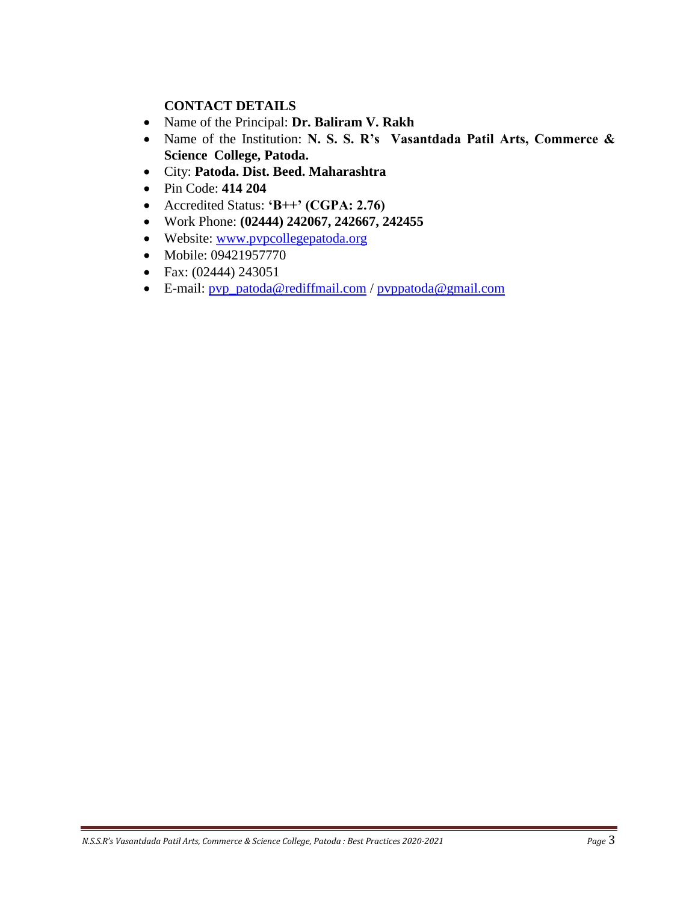**CONTACT DETAILS**

- Name of the Principal: **Dr. Baliram V. Rakh**
- Name of the Institution: **N. S. S. R's Vasantdada Patil Arts, Commerce & Science College, Patoda.**
- City: **Patoda. Dist. Beed. Maharashtra**
- Pin Code: **414 204**
- Accredited Status: **'B++' (CGPA: 2.76)**
- Work Phone: **(02444) 242067, 242667, 242455**
- Website: www.pvpcollegepatoda.org
- Mobile: 09421957770
- Fax: (02444) 243051
- E-mail: pvp_patoda@rediffmail.com / pvppatoda@gmail.com